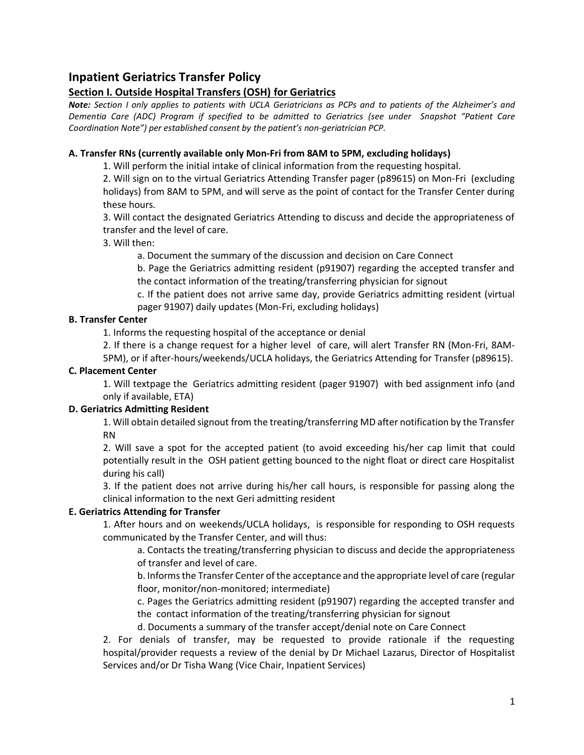# Inpatient Geriatrics Transfer Policy

## Section I. Outside Hospital Transfers (OSH) for Geriatrics

***Note:** Section I only applies to patients with UCLA Geriatricians as PCPs and to patients of the Alzheimer's and Dementia Care (ADC) Program if specified to be admitted to Geriatrics (see under Snapshot "Patient Care Coordination Note") per established consent by the patient's non-geriatrician PCP.*

### A. Transfer RNs (currently available only Mon-Fri from 8AM to 5PM, excluding holidays)

1. Will perform the initial intake of clinical information from the requesting hospital.
2. Will sign on to the virtual Geriatrics Attending Transfer pager (p89615) on Mon-Fri (excluding holidays) from 8AM to 5PM, and will serve as the point of contact for the Transfer Center during these hours.
3. Will contact the designated Geriatrics Attending to discuss and decide the appropriateness of transfer and the level of care.
3. Will then:
   a. Document the summary of the discussion and decision on Care Connect
   b. Page the Geriatrics admitting resident (p91907) regarding the accepted transfer and the contact information of the treating/transferring physician for signout
   c. If the patient does not arrive same day, provide Geriatrics admitting resident (virtual pager 91907) daily updates (Mon-Fri, excluding holidays)

### B. Transfer Center

1. Informs the requesting hospital of the acceptance or denial
2. If there is a change request for a higher level of care, will alert Transfer RN (Mon-Fri, 8AM-5PM), or if after-hours/weekends/UCLA holidays, the Geriatrics Attending for Transfer (p89615).

### C. Placement Center

1. Will textpage the Geriatrics admitting resident (pager 91907) with bed assignment info (and only if available, ETA)

### D. Geriatrics Admitting Resident

1. Will obtain detailed signout from the treating/transferring MD after notification by the Transfer RN
2. Will save a spot for the accepted patient (to avoid exceeding his/her cap limit that could potentially result in the OSH patient getting bounced to the night float or direct care Hospitalist during his call)
3. If the patient does not arrive during his/her call hours, is responsible for passing along the clinical information to the next Geri admitting resident

### E. Geriatrics Attending for Transfer

1. After hours and on weekends/UCLA holidays, is responsible for responding to OSH requests communicated by the Transfer Center, and will thus:
   a. Contacts the treating/transferring physician to discuss and decide the appropriateness of transfer and level of care.
   b. Informs the Transfer Center of the acceptance and the appropriate level of care (regular floor, monitor/non-monitored; intermediate)
   c. Pages the Geriatrics admitting resident (p91907) regarding the accepted transfer and the contact information of the treating/transferring physician for signout
   d. Documents a summary of the transfer accept/denial note on Care Connect
2. For denials of transfer, may be requested to provide rationale if the requesting hospital/provider requests a review of the denial by Dr Michael Lazarus, Director of Hospitalist Services and/or Dr Tisha Wang (Vice Chair, Inpatient Services)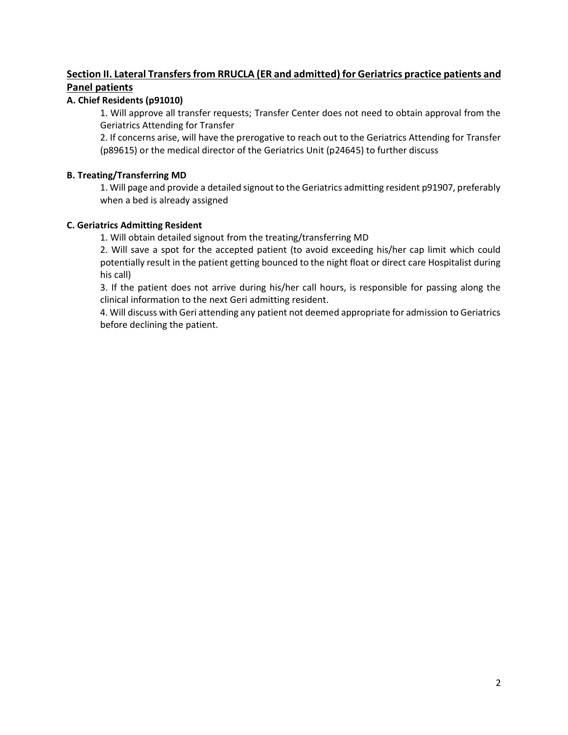## Section II. Lateral Transfers from RRUCLA (ER and admitted) for Geriatrics practice patients and Panel patients

### A. Chief Residents (p91010)

1. Will approve all transfer requests; Transfer Center does not need to obtain approval from the Geriatrics Attending for Transfer
2. If concerns arise, will have the prerogative to reach out to the Geriatrics Attending for Transfer (p89615) or the medical director of the Geriatrics Unit (p24645) to further discuss

### B. Treating/Transferring MD

1. Will page and provide a detailed signout to the Geriatrics admitting resident p91907, preferably when a bed is already assigned

### C. Geriatrics Admitting Resident

1. Will obtain detailed signout from the treating/transferring MD
2. Will save a spot for the accepted patient (to avoid exceeding his/her cap limit which could potentially result in the patient getting bounced to the night float or direct care Hospitalist during his call)
3. If the patient does not arrive during his/her call hours, is responsible for passing along the clinical information to the next Geri admitting resident.
4. Will discuss with Geri attending any patient not deemed appropriate for admission to Geriatrics before declining the patient.